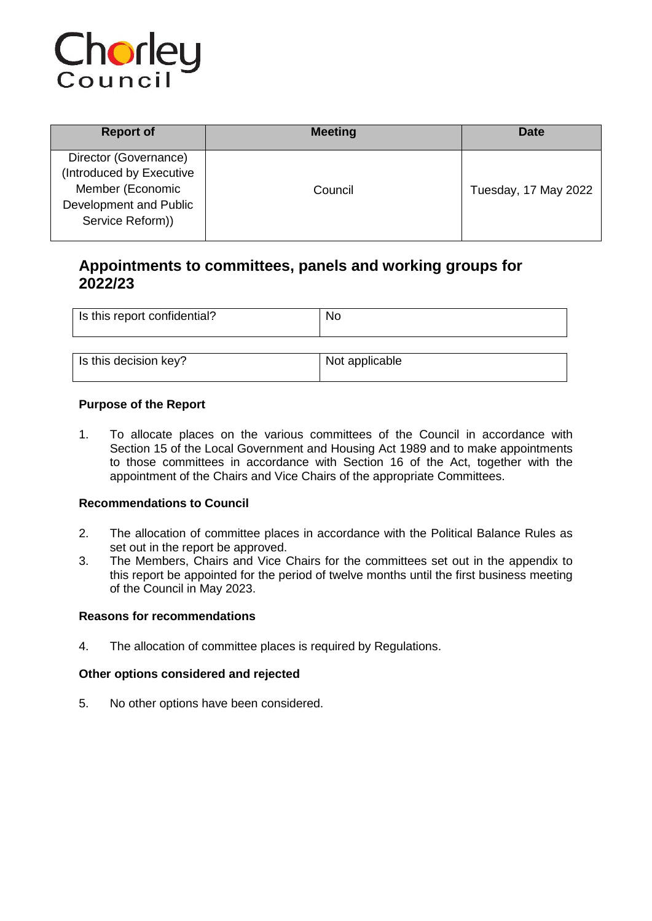Chorley Council

| Report of | Meeting | Date |
| --- | --- | --- |
| Director (Governance) (Introduced by Executive Member (Economic Development and Public Service Reform)) | Council | Tuesday, 17 May 2022 |

## Appointments to committees, panels and working groups for 2022/23

| Is this report confidential? | No |
| --- | --- |

| Is this decision key? | Not applicable |
| --- | --- |

### Purpose of the Report

1. To allocate places on the various committees of the Council in accordance with Section 15 of the Local Government and Housing Act 1989 and to make appointments to those committees in accordance with Section 16 of the Act, together with the appointment of the Chairs and Vice Chairs of the appropriate Committees.

### Recommendations to Council

2. The allocation of committee places in accordance with the Political Balance Rules as set out in the report be approved.
3. The Members, Chairs and Vice Chairs for the committees set out in the appendix to this report be appointed for the period of twelve months until the first business meeting of the Council in May 2023.

### Reasons for recommendations

4. The allocation of committee places is required by Regulations.

### Other options considered and rejected

5. No other options have been considered.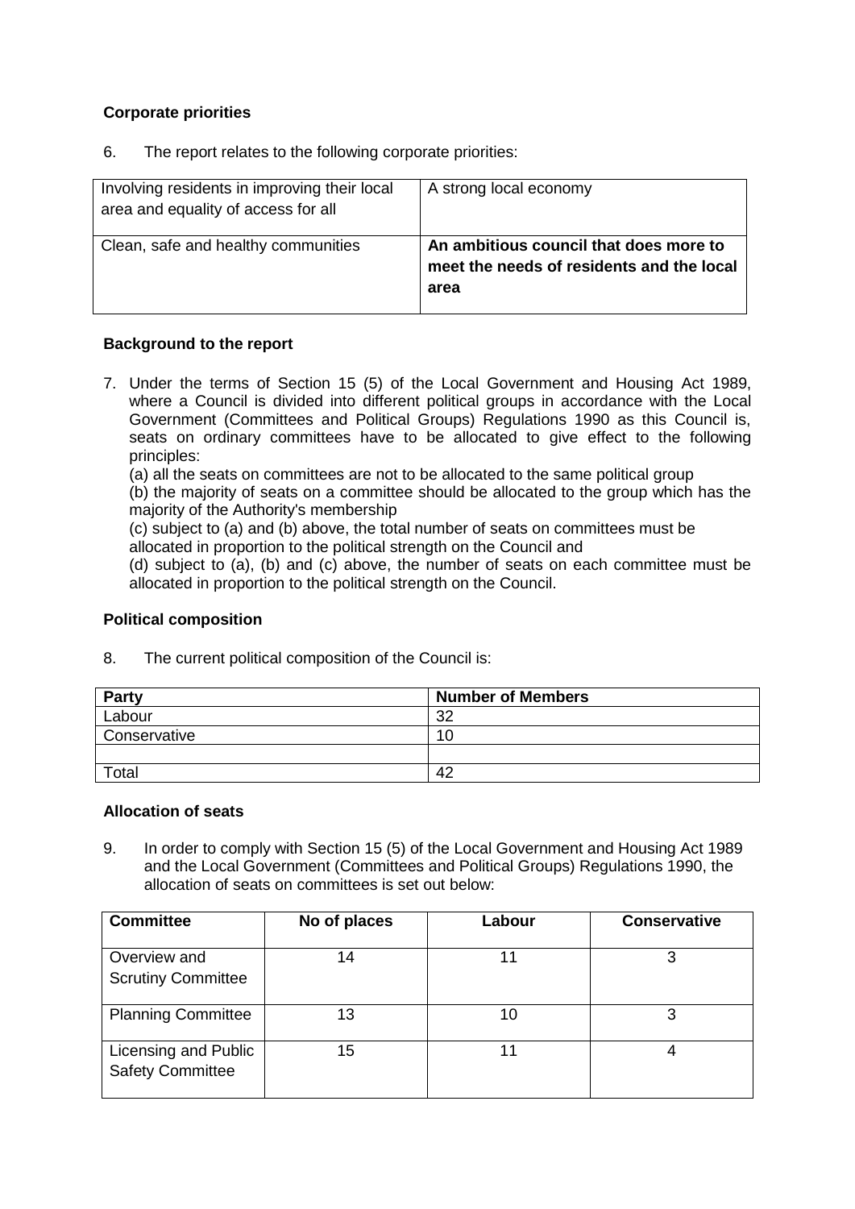**Corporate priorities**

6. The report relates to the following corporate priorities:

| Involving residents in improving their local area and equality of access for all | A strong local economy |
|---|---|
| Clean, safe and healthy communities | **An ambitious council that does more to meet the needs of residents and the local area** |

**Background to the report**

7. Under the terms of Section 15 (5) of the Local Government and Housing Act 1989, where a Council is divided into different political groups in accordance with the Local Government (Committees and Political Groups) Regulations 1990 as this Council is, seats on ordinary committees have to be allocated to give effect to the following principles:
   (a) all the seats on committees are not to be allocated to the same political group
   (b) the majority of seats on a committee should be allocated to the group which has the majority of the Authority's membership
   (c) subject to (a) and (b) above, the total number of seats on committees must be allocated in proportion to the political strength on the Council and
   (d) subject to (a), (b) and (c) above, the number of seats on each committee must be allocated in proportion to the political strength on the Council.

**Political composition**

8. The current political composition of the Council is:

| Party | Number of Members |
|---|---|
| Labour | 32 |
| Conservative | 10 |
| | |
| Total | 42 |

**Allocation of seats**

9. In order to comply with Section 15 (5) of the Local Government and Housing Act 1989 and the Local Government (Committees and Political Groups) Regulations 1990, the allocation of seats on committees is set out below:

| Committee | No of places | Labour | Conservative |
|---|---|---|---|
| Overview and Scrutiny Committee | 14 | 11 | 3 |
| Planning Committee | 13 | 10 | 3 |
| Licensing and Public Safety Committee | 15 | 11 | 4 |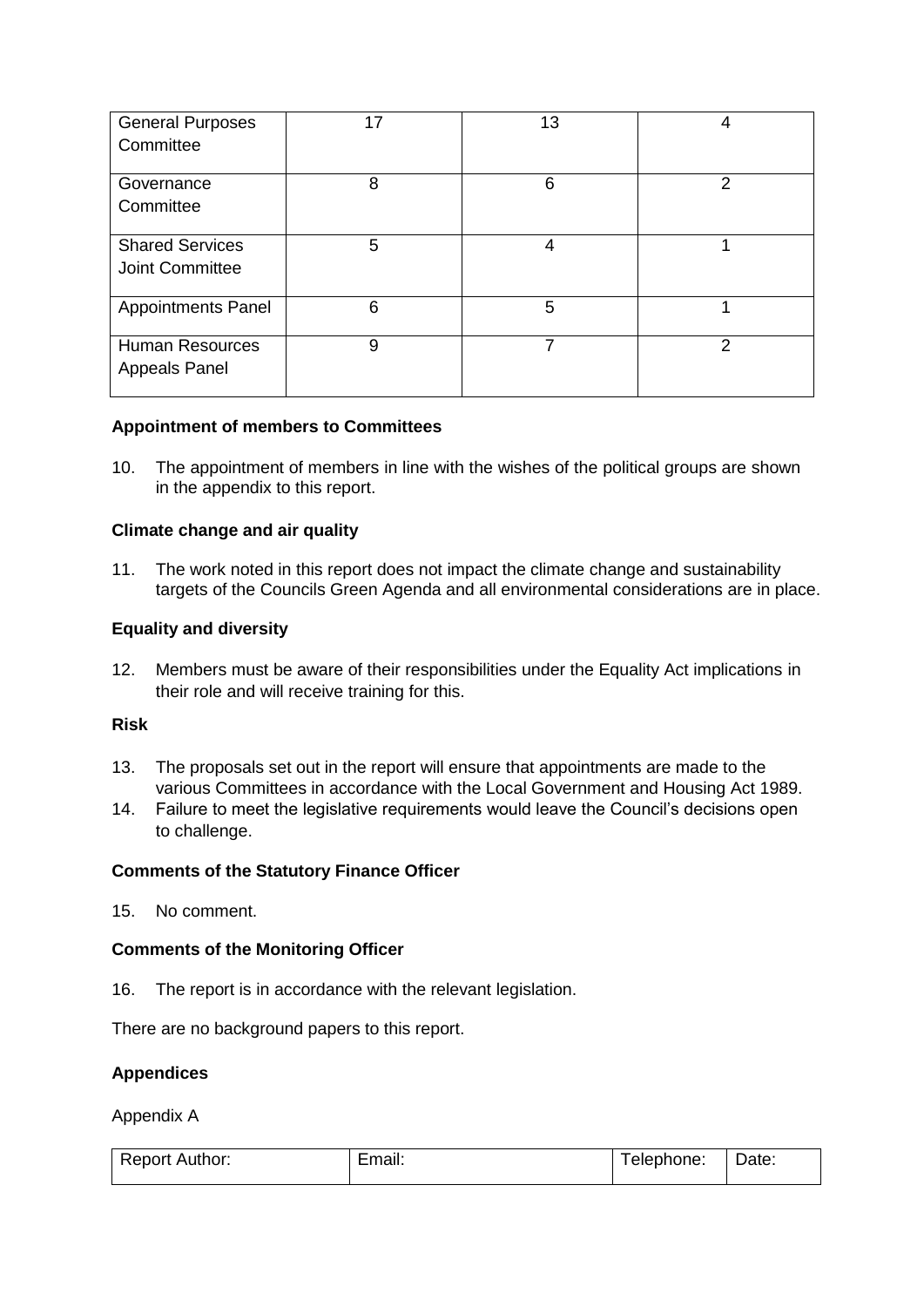| General Purposes Committee | 17 | 13 | 4 |
|---|---|---|---|
| Governance Committee | 8 | 6 | 2 |
| Shared Services Joint Committee | 5 | 4 | 1 |
| Appointments Panel | 6 | 5 | 1 |
| Human Resources Appeals Panel | 9 | 7 | 2 |

**Appointment of members to Committees**

10. The appointment of members in line with the wishes of the political groups are shown in the appendix to this report.

**Climate change and air quality**

11. The work noted in this report does not impact the climate change and sustainability targets of the Councils Green Agenda and all environmental considerations are in place.

**Equality and diversity**

12. Members must be aware of their responsibilities under the Equality Act implications in their role and will receive training for this.

**Risk**

13. The proposals set out in the report will ensure that appointments are made to the various Committees in accordance with the Local Government and Housing Act 1989.
14. Failure to meet the legislative requirements would leave the Council's decisions open to challenge.

**Comments of the Statutory Finance Officer**

15. No comment.

**Comments of the Monitoring Officer**

16. The report is in accordance with the relevant legislation.

There are no background papers to this report.

**Appendices**

Appendix A

| Report Author: | Email: | Telephone: | Date: |
|---|---|---|---|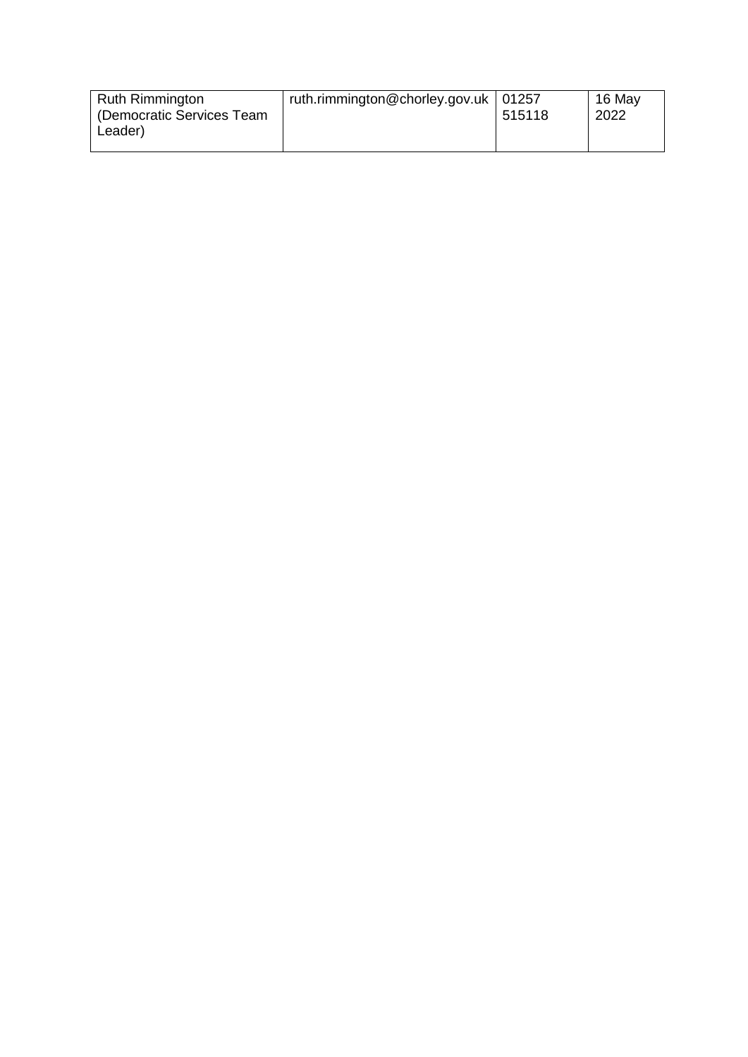| | | | |
|---|---|---|---|
| Ruth Rimmington (Democratic Services Team Leader) | ruth.rimmington@chorley.gov.uk | 01257 515118 | 16 May 2022 |